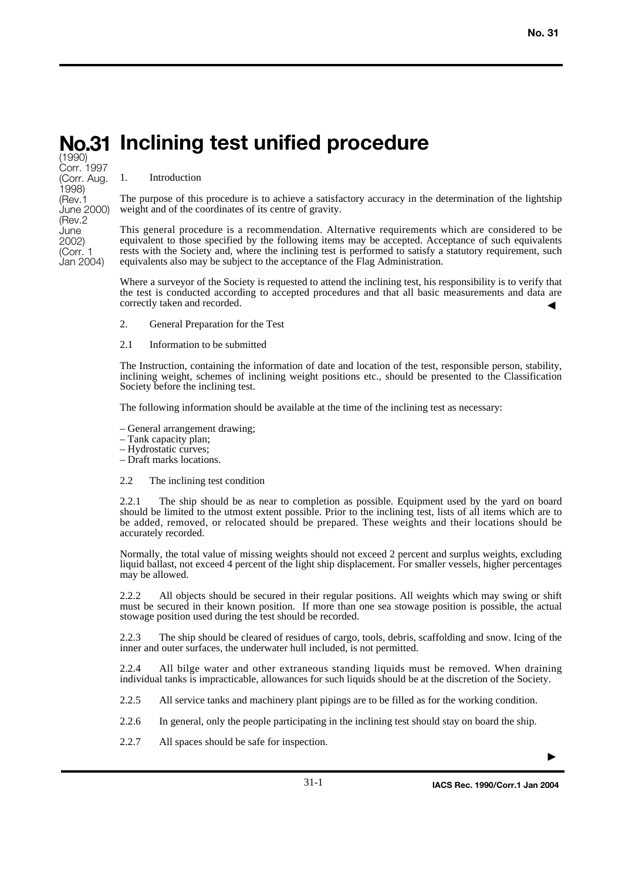# No.31 Inclining test unified procedure

(1990)
Corr. 1997
(Corr. Aug. 1998)
(Rev.1 June 2000)
(Rev.2 June 2002)
(Corr. 1 Jan 2004)

## 1. Introduction

The purpose of this procedure is to achieve a satisfactory accuracy in the determination of the lightship weight and of the coordinates of its centre of gravity.

This general procedure is a recommendation. Alternative requirements which are considered to be equivalent to those specified by the following items may be accepted. Acceptance of such equivalents rests with the Society and, where the inclining test is performed to satisfy a statutory requirement, such equivalents also may be subject to the acceptance of the Flag Administration.

Where a surveyor of the Society is requested to attend the inclining test, his responsibility is to verify that the test is conducted according to accepted procedures and that all basic measurements and data are correctly taken and recorded.

## 2. General Preparation for the Test

### 2.1 Information to be submitted

The Instruction, containing the information of date and location of the test, responsible person, stability, inclining weight, schemes of inclining weight positions etc., should be presented to the Classification Society before the inclining test.

The following information should be available at the time of the inclining test as necessary:

– General arrangement drawing;
– Tank capacity plan;
– Hydrostatic curves;
– Draft marks locations.

### 2.2 The inclining test condition

2.2.1 The ship should be as near to completion as possible. Equipment used by the yard on board should be limited to the utmost extent possible. Prior to the inclining test, lists of all items which are to be added, removed, or relocated should be prepared. These weights and their locations should be accurately recorded.

Normally, the total value of missing weights should not exceed 2 percent and surplus weights, excluding liquid ballast, not exceed 4 percent of the light ship displacement. For smaller vessels, higher percentages may be allowed.

2.2.2 All objects should be secured in their regular positions. All weights which may swing or shift must be secured in their known position. If more than one sea stowage position is possible, the actual stowage position used during the test should be recorded.

2.2.3 The ship should be cleared of residues of cargo, tools, debris, scaffolding and snow. Icing of the inner and outer surfaces, the underwater hull included, is not permitted.

2.2.4 All bilge water and other extraneous standing liquids must be removed. When draining individual tanks is impracticable, allowances for such liquids should be at the discretion of the Society.

2.2.5 All service tanks and machinery plant pipings are to be filled as for the working condition.

2.2.6 In general, only the people participating in the inclining test should stay on board the ship.

2.2.7 All spaces should be safe for inspection.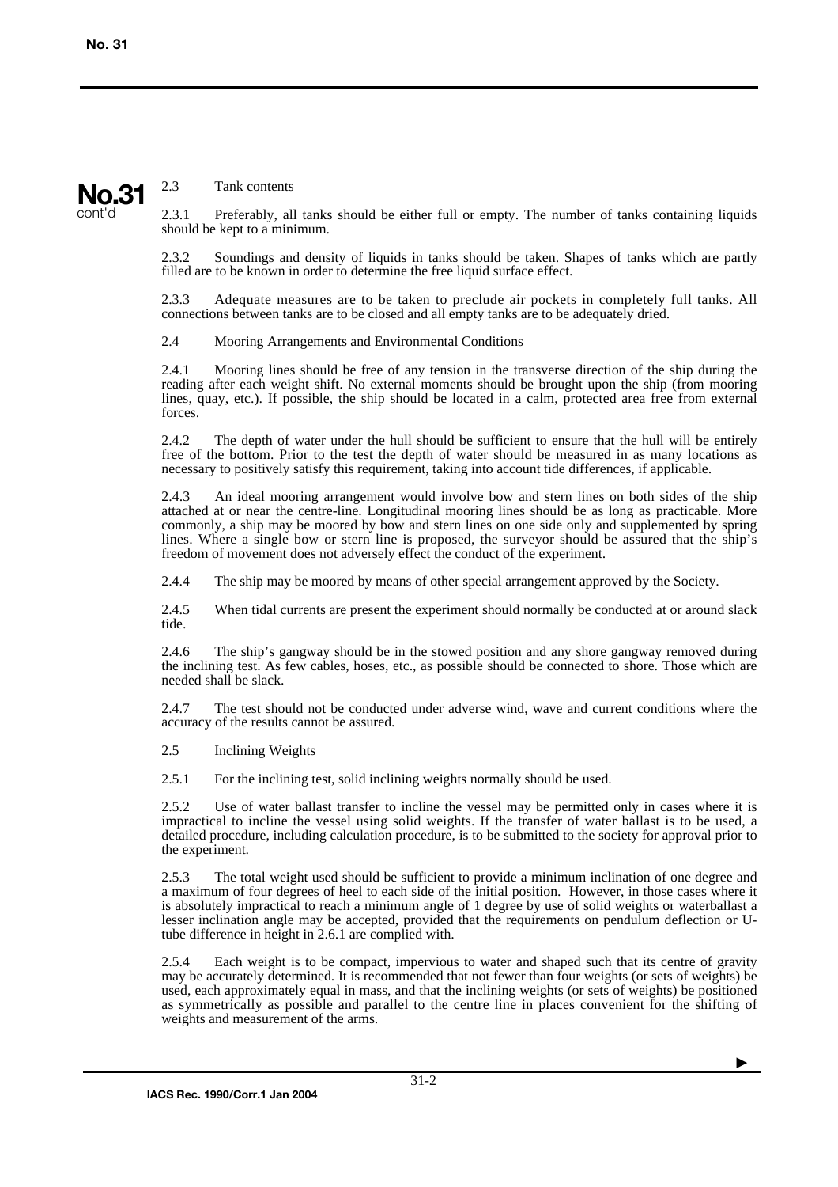2.3 Tank contents

2.3.1 Preferably, all tanks should be either full or empty. The number of tanks containing liquids should be kept to a minimum.

2.3.2 Soundings and density of liquids in tanks should be taken. Shapes of tanks which are partly filled are to be known in order to determine the free liquid surface effect.

2.3.3 Adequate measures are to be taken to preclude air pockets in completely full tanks. All connections between tanks are to be closed and all empty tanks are to be adequately dried.

2.4 Mooring Arrangements and Environmental Conditions

2.4.1 Mooring lines should be free of any tension in the transverse direction of the ship during the reading after each weight shift. No external moments should be brought upon the ship (from mooring lines, quay, etc.). If possible, the ship should be located in a calm, protected area free from external forces.

2.4.2 The depth of water under the hull should be sufficient to ensure that the hull will be entirely free of the bottom. Prior to the test the depth of water should be measured in as many locations as necessary to positively satisfy this requirement, taking into account tide differences, if applicable.

2.4.3 An ideal mooring arrangement would involve bow and stern lines on both sides of the ship attached at or near the centre-line. Longitudinal mooring lines should be as long as practicable. More commonly, a ship may be moored by bow and stern lines on one side only and supplemented by spring lines. Where a single bow or stern line is proposed, the surveyor should be assured that the ship's freedom of movement does not adversely effect the conduct of the experiment.

2.4.4 The ship may be moored by means of other special arrangement approved by the Society.

2.4.5 When tidal currents are present the experiment should normally be conducted at or around slack tide.

2.4.6 The ship's gangway should be in the stowed position and any shore gangway removed during the inclining test. As few cables, hoses, etc., as possible should be connected to shore. Those which are needed shall be slack.

2.4.7 The test should not be conducted under adverse wind, wave and current conditions where the accuracy of the results cannot be assured.

2.5 Inclining Weights

2.5.1 For the inclining test, solid inclining weights normally should be used.

2.5.2 Use of water ballast transfer to incline the vessel may be permitted only in cases where it is impractical to incline the vessel using solid weights. If the transfer of water ballast is to be used, a detailed procedure, including calculation procedure, is to be submitted to the society for approval prior to the experiment.

2.5.3 The total weight used should be sufficient to provide a minimum inclination of one degree and a maximum of four degrees of heel to each side of the initial position. However, in those cases where it is absolutely impractical to reach a minimum angle of 1 degree by use of solid weights or waterballast a lesser inclination angle may be accepted, provided that the requirements on pendulum deflection or U-tube difference in height in 2.6.1 are complied with.

2.5.4 Each weight is to be compact, impervious to water and shaped such that its centre of gravity may be accurately determined. It is recommended that not fewer than four weights (or sets of weights) be used, each approximately equal in mass, and that the inclining weights (or sets of weights) be positioned as symmetrically as possible and parallel to the centre line in places convenient for the shifting of weights and measurement of the arms.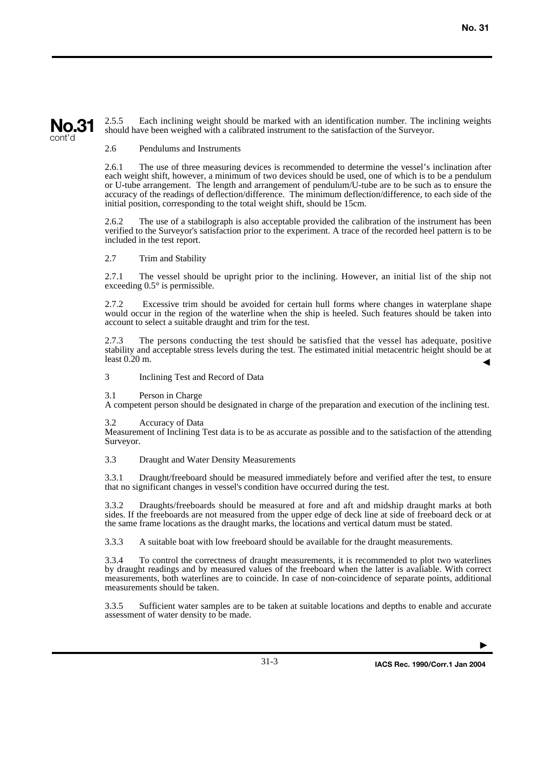**No.31**
cont'd

2.5.5 Each inclining weight should be marked with an identification number. The inclining weights should have been weighed with a calibrated instrument to the satisfaction of the Surveyor.

2.6 Pendulums and Instruments

2.6.1 The use of three measuring devices is recommended to determine the vessel's inclination after each weight shift, however, a minimum of two devices should be used, one of which is to be a pendulum or U-tube arrangement. The length and arrangement of pendulum/U-tube are to be such as to ensure the accuracy of the readings of deflection/difference. The minimum deflection/difference, to each side of the initial position, corresponding to the total weight shift, should be 15cm.

2.6.2 The use of a stabilograph is also acceptable provided the calibration of the instrument has been verified to the Surveyor's satisfaction prior to the experiment. A trace of the recorded heel pattern is to be included in the test report.

2.7 Trim and Stability

2.7.1 The vessel should be upright prior to the inclining. However, an initial list of the ship not exceeding 0.5° is permissible.

2.7.2 Excessive trim should be avoided for certain hull forms where changes in waterplane shape would occur in the region of the waterline when the ship is heeled. Such features should be taken into account to select a suitable draught and trim for the test.

2.7.3 The persons conducting the test should be satisfied that the vessel has adequate, positive stability and acceptable stress levels during the test. The estimated initial metacentric height should be at least 0.20 m.

3 Inclining Test and Record of Data

3.1 Person in Charge
A competent person should be designated in charge of the preparation and execution of the inclining test.

3.2 Accuracy of Data
Measurement of Inclining Test data is to be as accurate as possible and to the satisfaction of the attending Surveyor.

3.3 Draught and Water Density Measurements

3.3.1 Draught/freeboard should be measured immediately before and verified after the test, to ensure that no significant changes in vessel's condition have occurred during the test.

3.3.2 Draughts/freeboards should be measured at fore and aft and midship draught marks at both sides. If the freeboards are not measured from the upper edge of deck line at side of freeboard deck or at the same frame locations as the draught marks, the locations and vertical datum must be stated.

3.3.3 A suitable boat with low freeboard should be available for the draught measurements.

3.3.4 To control the correctness of draught measurements, it is recommended to plot two waterlines by draught readings and by measured values of the freeboard when the latter is avaliable. With correct measurements, both waterlines are to coincide. In case of non-coincidence of separate points, additional measurements should be taken.

3.3.5 Sufficient water samples are to be taken at suitable locations and depths to enable and accurate assessment of water density to be made.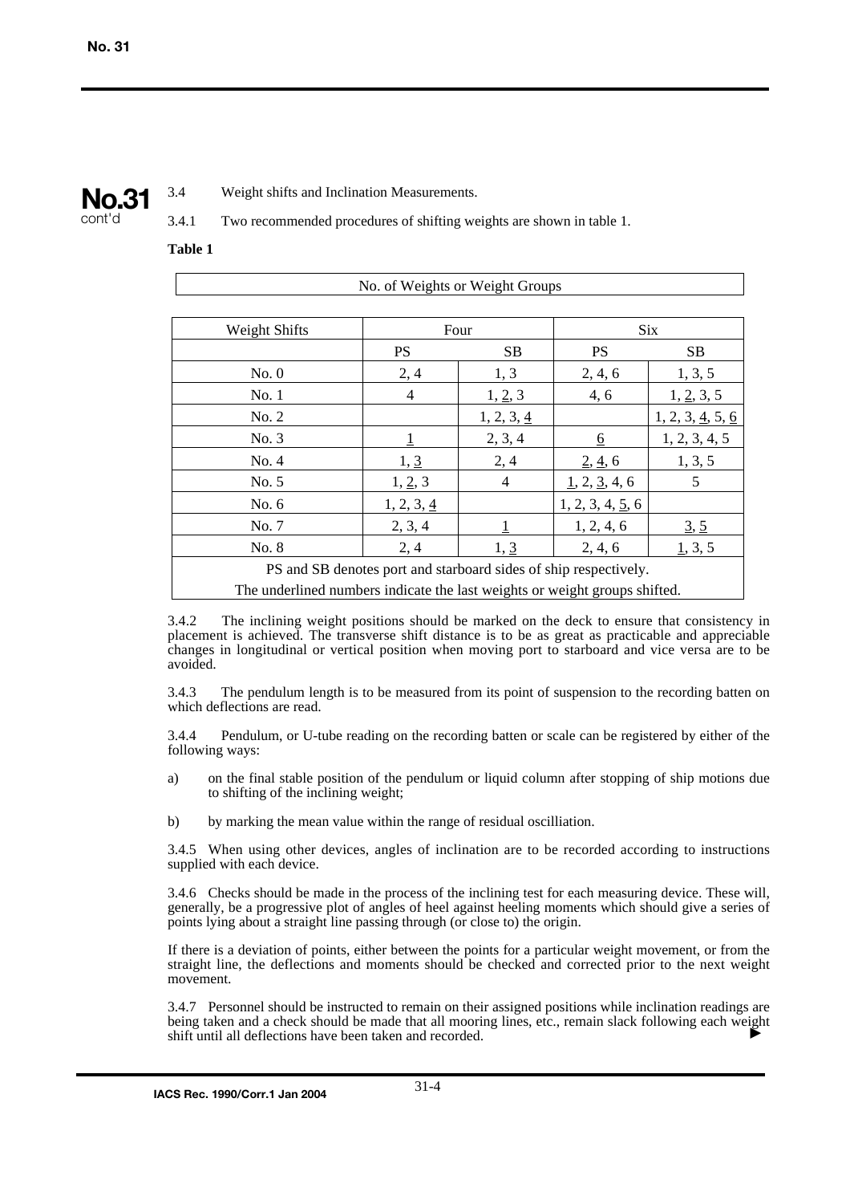3.4 Weight shifts and Inclination Measurements.

3.4.1 Two recommended procedures of shifting weights are shown in table 1.

**Table 1**

| No. of Weights or Weight Groups | | | | |
|---|---|---|---|---|
| Weight Shifts | Four | | Six | |
| | PS | SB | PS | SB |
| No. 0 | 2, 4 | 1, 3 | 2, 4, 6 | 1, 3, 5 |
| No. 1 | 4 | 1, <u>2</u>, 3 | 4, 6 | 1, <u>2</u>, 3, 5 |
| No. 2 | | 1, 2, 3, <u>4</u> | | 1, 2, 3, <u>4</u>, 5, <u>6</u> |
| No. 3 | <u>1</u> | 2, 3, 4 | <u>6</u> | 1, 2, 3, 4, 5 |
| No. 4 | 1, <u>3</u> | 2, 4 | <u>2</u>, <u>4</u>, 6 | 1, 3, 5 |
| No. 5 | 1, <u>2</u>, 3 | 4 | <u>1</u>, 2, <u>3</u>, 4, 6 | 5 |
| No. 6 | 1, 2, 3, <u>4</u> | | 1, 2, 3, 4, <u>5</u>, 6 | |
| No. 7 | 2, 3, 4 | <u>1</u> | 1, 2, 4, 6 | <u>3</u>, <u>5</u> |
| No. 8 | 2, 4 | 1, <u>3</u> | 2, 4, 6 | <u>1</u>, 3, 5 |
| PS and SB denotes port and starboard sides of ship respectively. | | | | |
| The underlined numbers indicate the last weights or weight groups shifted. | | | | |

3.4.2 The inclining weight positions should be marked on the deck to ensure that consistency in placement is achieved. The transverse shift distance is to be as great as practicable and appreciable changes in longitudinal or vertical position when moving port to starboard and vice versa are to be avoided.

3.4.3 The pendulum length is to be measured from its point of suspension to the recording batten on which deflections are read.

3.4.4 Pendulum, or U-tube reading on the recording batten or scale can be registered by either of the following ways:

a) on the final stable position of the pendulum or liquid column after stopping of ship motions due to shifting of the inclining weight;

b) by marking the mean value within the range of residual oscilliation.

3.4.5 When using other devices, angles of inclination are to be recorded according to instructions supplied with each device.

3.4.6 Checks should be made in the process of the inclining test for each measuring device. These will, generally, be a progressive plot of angles of heel against heeling moments which should give a series of points lying about a straight line passing through (or close to) the origin.

If there is a deviation of points, either between the points for a particular weight movement, or from the straight line, the deflections and moments should be checked and corrected prior to the next weight movement.

3.4.7 Personnel should be instructed to remain on their assigned positions while inclination readings are being taken and a check should be made that all mooring lines, etc., remain slack following each weight shift until all deflections have been taken and recorded.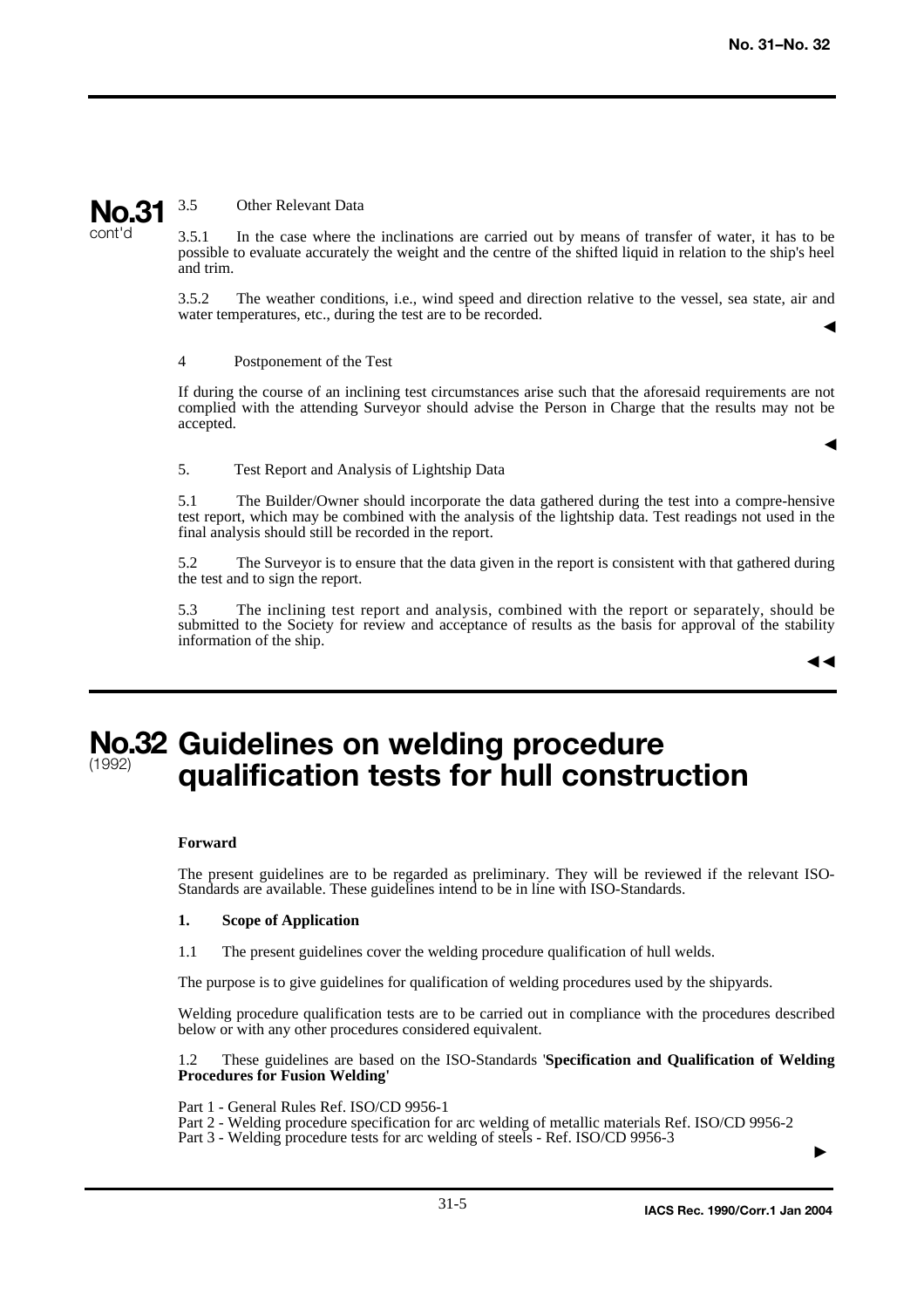**No.31** cont'd

3.5 Other Relevant Data

3.5.1 In the case where the inclinations are carried out by means of transfer of water, it has to be possible to evaluate accurately the weight and the centre of the shifted liquid in relation to the ship's heel and trim.

3.5.2 The weather conditions, i.e., wind speed and direction relative to the vessel, sea state, air and water temperatures, etc., during the test are to be recorded.

4 Postponement of the Test

If during the course of an inclining test circumstances arise such that the aforesaid requirements are not complied with the attending Surveyor should advise the Person in Charge that the results may not be accepted.

5. Test Report and Analysis of Lightship Data

5.1 The Builder/Owner should incorporate the data gathered during the test into a compre-hensive test report, which may be combined with the analysis of the lightship data. Test readings not used in the final analysis should still be recorded in the report.

5.2 The Surveyor is to ensure that the data given in the report is consistent with that gathered during the test and to sign the report.

5.3 The inclining test report and analysis, combined with the report or separately, should be submitted to the Society for review and acceptance of results as the basis for approval of the stability information of the ship.

# No.32 (1992) Guidelines on welding procedure qualification tests for hull construction

**Forward**

The present guidelines are to be regarded as preliminary. They will be reviewed if the relevant ISO-Standards are available. These guidelines intend to be in line with ISO-Standards.

**1. Scope of Application**

1.1 The present guidelines cover the welding procedure qualification of hull welds.

The purpose is to give guidelines for qualification of welding procedures used by the shipyards.

Welding procedure qualification tests are to be carried out in compliance with the procedures described below or with any other procedures considered equivalent.

1.2 These guidelines are based on the ISO-Standards '**Specification and Qualification of Welding Procedures for Fusion Welding**'

Part 1 - General Rules Ref. ISO/CD 9956-1
Part 2 - Welding procedure specification for arc welding of metallic materials Ref. ISO/CD 9956-2
Part 3 - Welding procedure tests for arc welding of steels - Ref. ISO/CD 9956-3